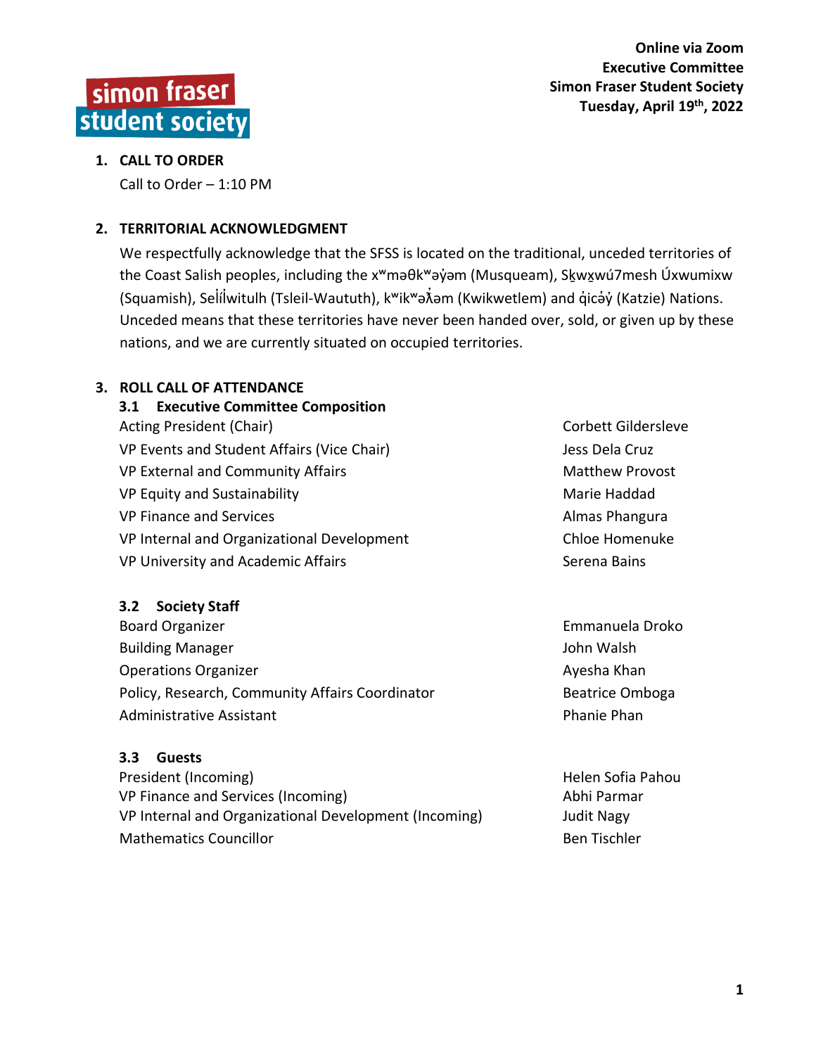**Online via Zoom**
**Executive Committee**
**Simon Fraser Student Society**
**Tuesday, April 19th, 2022**

simon fraser student society

## 1. CALL TO ORDER

Call to Order – 1:10 PM

## 2. TERRITORIAL ACKNOWLEDGMENT

We respectfully acknowledge that the SFSS is located on the traditional, unceded territories of the Coast Salish peoples, including the xʷməθkʷəy̓əm (Musqueam), Sḵwx̱wú7mesh Úxwumixw (Squamish), Selílwitulh (Tsleil-Waututh), kʷikʷəƛ̓əm (Kwikwetlem) and q̓icə̓y̓ (Katzie) Nations. Unceded means that these territories have never been handed over, sold, or given up by these nations, and we are currently situated on occupied territories.

## 3. ROLL CALL OF ATTENDANCE

### 3.1 Executive Committee Composition

| | |
|---|---|
| Acting President (Chair) | Corbett Gildersleve |
| VP Events and Student Affairs (Vice Chair) | Jess Dela Cruz |
| VP External and Community Affairs | Matthew Provost |
| VP Equity and Sustainability | Marie Haddad |
| VP Finance and Services | Almas Phangura |
| VP Internal and Organizational Development | Chloe Homenuke |
| VP University and Academic Affairs | Serena Bains |

### 3.2 Society Staff

| | |
|---|---|
| Board Organizer | Emmanuela Droko |
| Building Manager | John Walsh |
| Operations Organizer | Ayesha Khan |
| Policy, Research, Community Affairs Coordinator | Beatrice Omboga |
| Administrative Assistant | Phanie Phan |

### 3.3 Guests

| | |
|---|---|
| President (Incoming) | Helen Sofia Pahou |
| VP Finance and Services (Incoming) | Abhi Parmar |
| VP Internal and Organizational Development (Incoming) | Judit Nagy |
| Mathematics Councillor | Ben Tischler |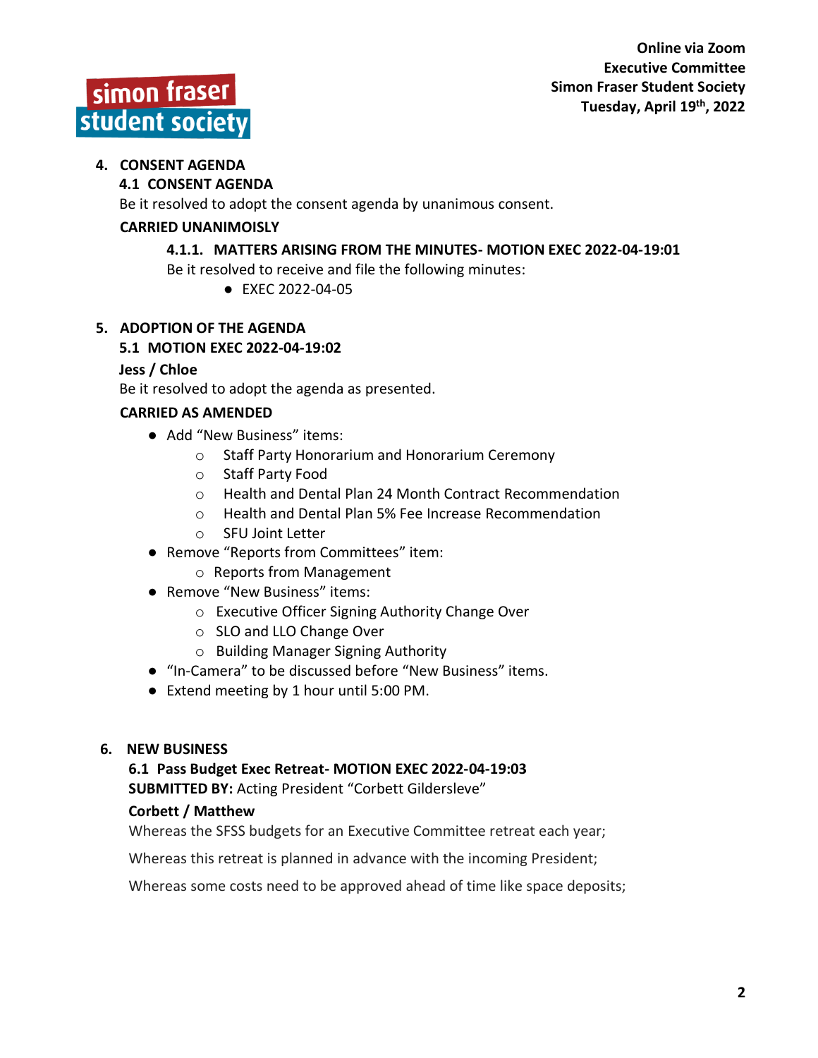**Online via Zoom**
**Executive Committee**
**Simon Fraser Student Society**
**Tuesday, April 19th, 2022**

## 4. CONSENT AGENDA

### 4.1 CONSENT AGENDA

Be it resolved to adopt the consent agenda by unanimous consent.

**CARRIED UNANIMOISLY**

#### 4.1.1. MATTERS ARISING FROM THE MINUTES- MOTION EXEC 2022-04-19:01

Be it resolved to receive and file the following minutes:

- EXEC 2022-04-05

## 5. ADOPTION OF THE AGENDA

### 5.1 MOTION EXEC 2022-04-19:02

**Jess / Chloe**

Be it resolved to adopt the agenda as presented.

**CARRIED AS AMENDED**

- Add "New Business" items:
  - Staff Party Honorarium and Honorarium Ceremony
  - Staff Party Food
  - Health and Dental Plan 24 Month Contract Recommendation
  - Health and Dental Plan 5% Fee Increase Recommendation
  - SFU Joint Letter
- Remove "Reports from Committees" item:
  - Reports from Management
- Remove "New Business" items:
  - Executive Officer Signing Authority Change Over
  - SLO and LLO Change Over
  - Building Manager Signing Authority
- "In-Camera" to be discussed before "New Business" items.
- Extend meeting by 1 hour until 5:00 PM.

## 6. NEW BUSINESS

### 6.1 Pass Budget Exec Retreat- MOTION EXEC 2022-04-19:03

**SUBMITTED BY:** Acting President "Corbett Gildersleve"

**Corbett / Matthew**

Whereas the SFSS budgets for an Executive Committee retreat each year;

Whereas this retreat is planned in advance with the incoming President;

Whereas some costs need to be approved ahead of time like space deposits;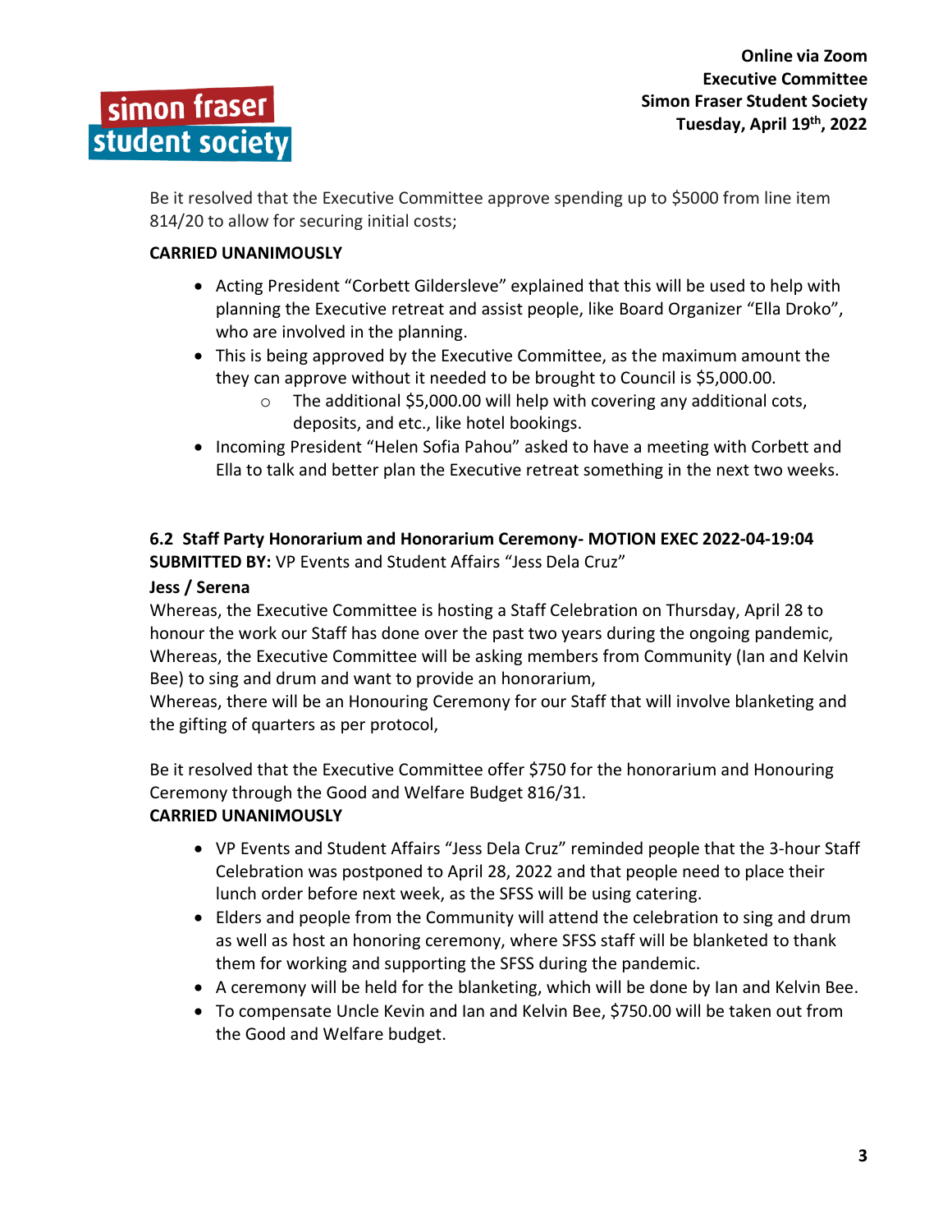Be it resolved that the Executive Committee approve spending up to $5000 from line item 814/20 to allow for securing initial costs;

**CARRIED UNANIMOUSLY**

- Acting President "Corbett Gildersleve" explained that this will be used to help with planning the Executive retreat and assist people, like Board Organizer "Ella Droko", who are involved in the planning.
- This is being approved by the Executive Committee, as the maximum amount the they can approve without it needed to be brought to Council is $5,000.00.
  - The additional $5,000.00 will help with covering any additional cots, deposits, and etc., like hotel bookings.
- Incoming President "Helen Sofia Pahou" asked to have a meeting with Corbett and Ella to talk and better plan the Executive retreat something in the next two weeks.

### 6.2 Staff Party Honorarium and Honorarium Ceremony- MOTION EXEC 2022-04-19:04

**SUBMITTED BY:** VP Events and Student Affairs "Jess Dela Cruz"

**Jess / Serena**

Whereas, the Executive Committee is hosting a Staff Celebration on Thursday, April 28 to honour the work our Staff has done over the past two years during the ongoing pandemic,
Whereas, the Executive Committee will be asking members from Community (Ian and Kelvin Bee) to sing and drum and want to provide an honorarium,
Whereas, there will be an Honouring Ceremony for our Staff that will involve blanketing and the gifting of quarters as per protocol,

Be it resolved that the Executive Committee offer $750 for the honorarium and Honouring Ceremony through the Good and Welfare Budget 816/31.

**CARRIED UNANIMOUSLY**

- VP Events and Student Affairs "Jess Dela Cruz" reminded people that the 3-hour Staff Celebration was postponed to April 28, 2022 and that people need to place their lunch order before next week, as the SFSS will be using catering.
- Elders and people from the Community will attend the celebration to sing and drum as well as host an honoring ceremony, where SFSS staff will be blanketed to thank them for working and supporting the SFSS during the pandemic.
- A ceremony will be held for the blanketing, which will be done by Ian and Kelvin Bee.
- To compensate Uncle Kevin and Ian and Kelvin Bee, $750.00 will be taken out from the Good and Welfare budget.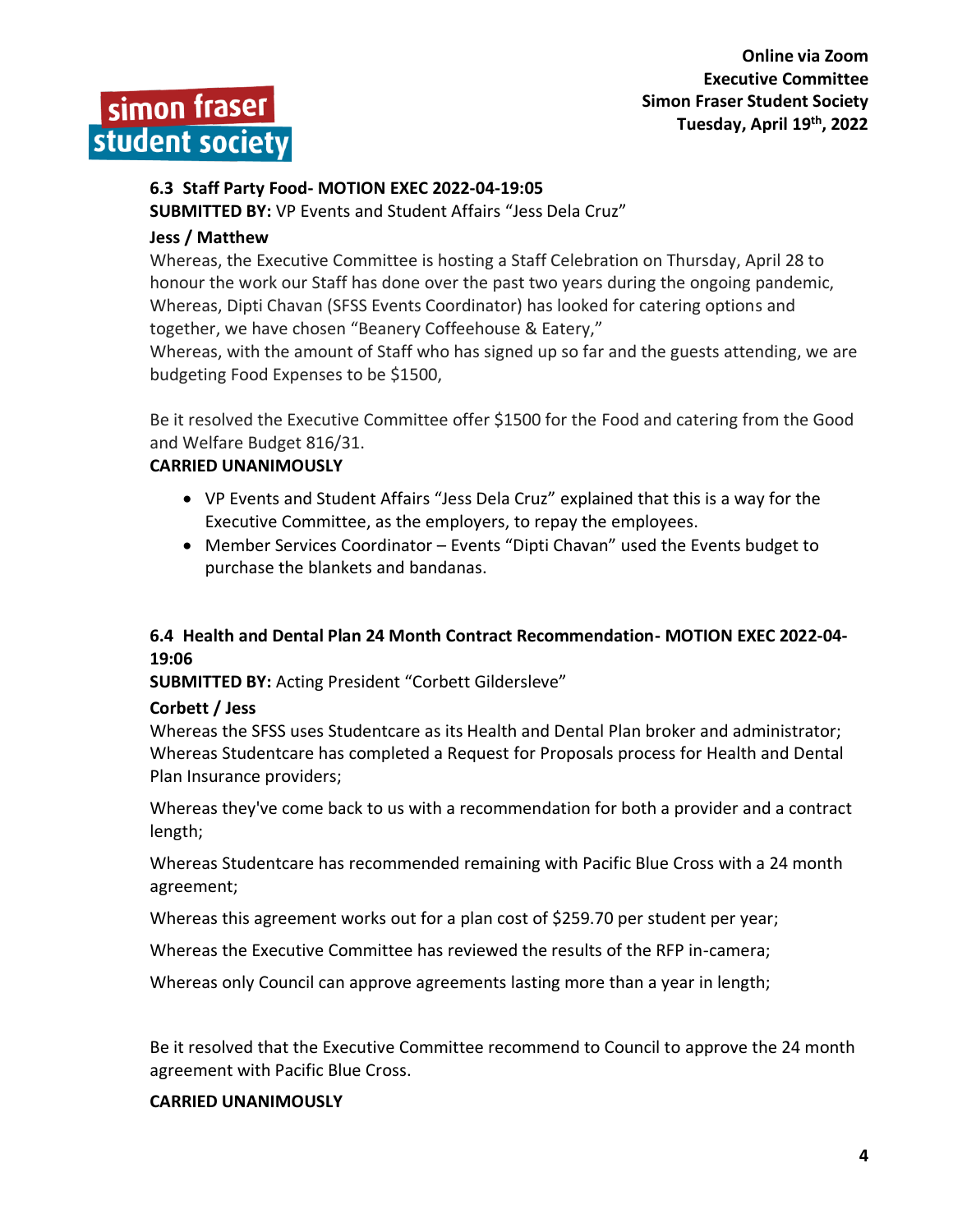### 6.3 Staff Party Food- MOTION EXEC 2022-04-19:05

**SUBMITTED BY:** VP Events and Student Affairs "Jess Dela Cruz"

**Jess / Matthew**

Whereas, the Executive Committee is hosting a Staff Celebration on Thursday, April 28 to honour the work our Staff has done over the past two years during the ongoing pandemic,
Whereas, Dipti Chavan (SFSS Events Coordinator) has looked for catering options and together, we have chosen "Beanery Coffeehouse & Eatery,"
Whereas, with the amount of Staff who has signed up so far and the guests attending, we are budgeting Food Expenses to be $1500,

Be it resolved the Executive Committee offer $1500 for the Food and catering from the Good and Welfare Budget 816/31.

**CARRIED UNANIMOUSLY**

- VP Events and Student Affairs "Jess Dela Cruz" explained that this is a way for the Executive Committee, as the employers, to repay the employees.
- Member Services Coordinator – Events "Dipti Chavan" used the Events budget to purchase the blankets and bandanas.

### 6.4 Health and Dental Plan 24 Month Contract Recommendation- MOTION EXEC 2022-04-19:06

**SUBMITTED BY:** Acting President "Corbett Gildersleve"

**Corbett / Jess**

Whereas the SFSS uses Studentcare as its Health and Dental Plan broker and administrator;
Whereas Studentcare has completed a Request for Proposals process for Health and Dental Plan Insurance providers;

Whereas they've come back to us with a recommendation for both a provider and a contract length;

Whereas Studentcare has recommended remaining with Pacific Blue Cross with a 24 month agreement;

Whereas this agreement works out for a plan cost of $259.70 per student per year;

Whereas the Executive Committee has reviewed the results of the RFP in-camera;

Whereas only Council can approve agreements lasting more than a year in length;

Be it resolved that the Executive Committee recommend to Council to approve the 24 month agreement with Pacific Blue Cross.

**CARRIED UNANIMOUSLY**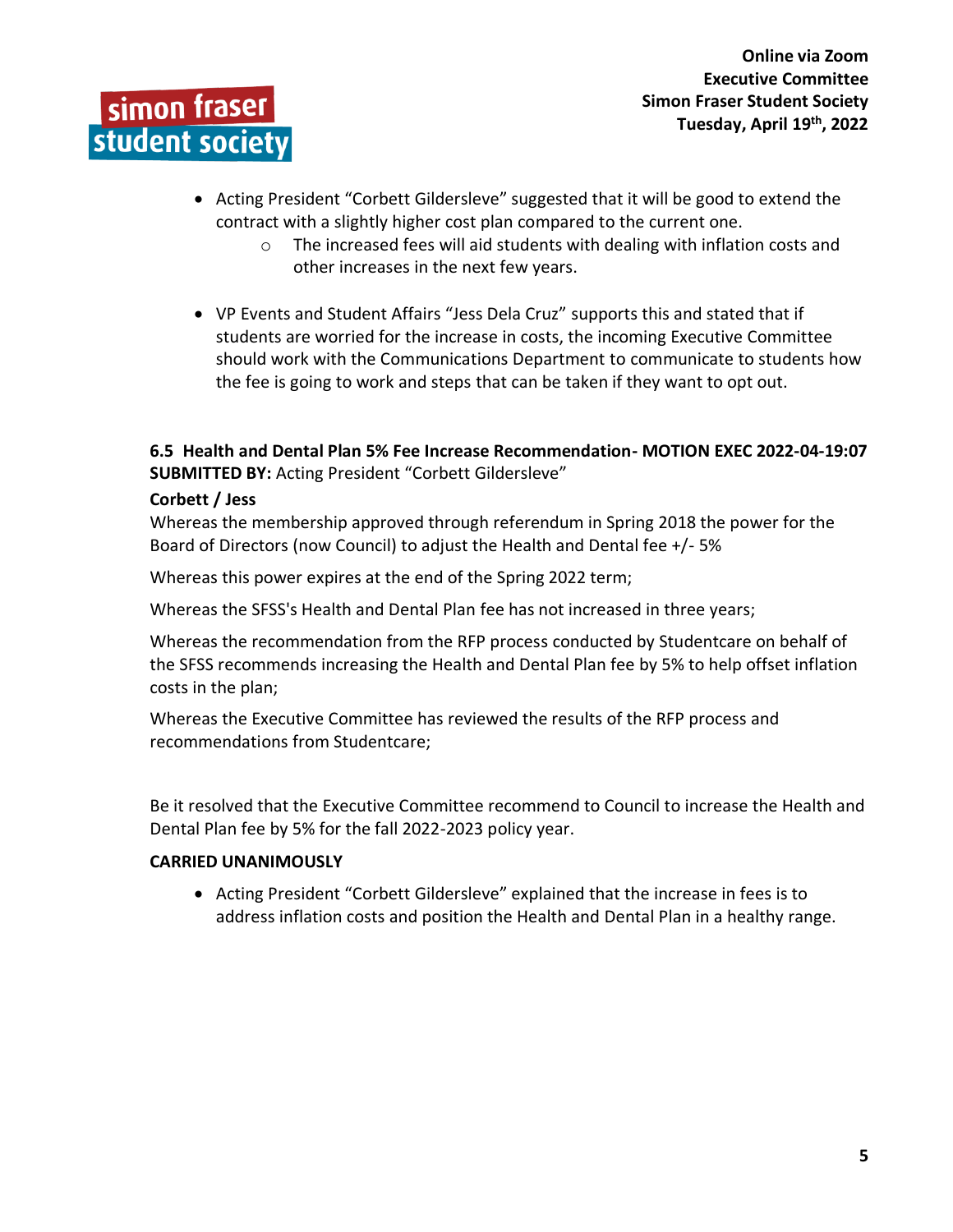- Acting President "Corbett Gildersleve" suggested that it will be good to extend the contract with a slightly higher cost plan compared to the current one.
    - The increased fees will aid students with dealing with inflation costs and other increases in the next few years.

- VP Events and Student Affairs "Jess Dela Cruz" supports this and stated that if students are worried for the increase in costs, the incoming Executive Committee should work with the Communications Department to communicate to students how the fee is going to work and steps that can be taken if they want to opt out.

**6.5 Health and Dental Plan 5% Fee Increase Recommendation- MOTION EXEC 2022-04-19:07**
**SUBMITTED BY:** Acting President "Corbett Gildersleve"

**Corbett / Jess**

Whereas the membership approved through referendum in Spring 2018 the power for the Board of Directors (now Council) to adjust the Health and Dental fee +/- 5%

Whereas this power expires at the end of the Spring 2022 term;

Whereas the SFSS's Health and Dental Plan fee has not increased in three years;

Whereas the recommendation from the RFP process conducted by Studentcare on behalf of the SFSS recommends increasing the Health and Dental Plan fee by 5% to help offset inflation costs in the plan;

Whereas the Executive Committee has reviewed the results of the RFP process and recommendations from Studentcare;

Be it resolved that the Executive Committee recommend to Council to increase the Health and Dental Plan fee by 5% for the fall 2022-2023 policy year.

**CARRIED UNANIMOUSLY**

- Acting President "Corbett Gildersleve" explained that the increase in fees is to address inflation costs and position the Health and Dental Plan in a healthy range.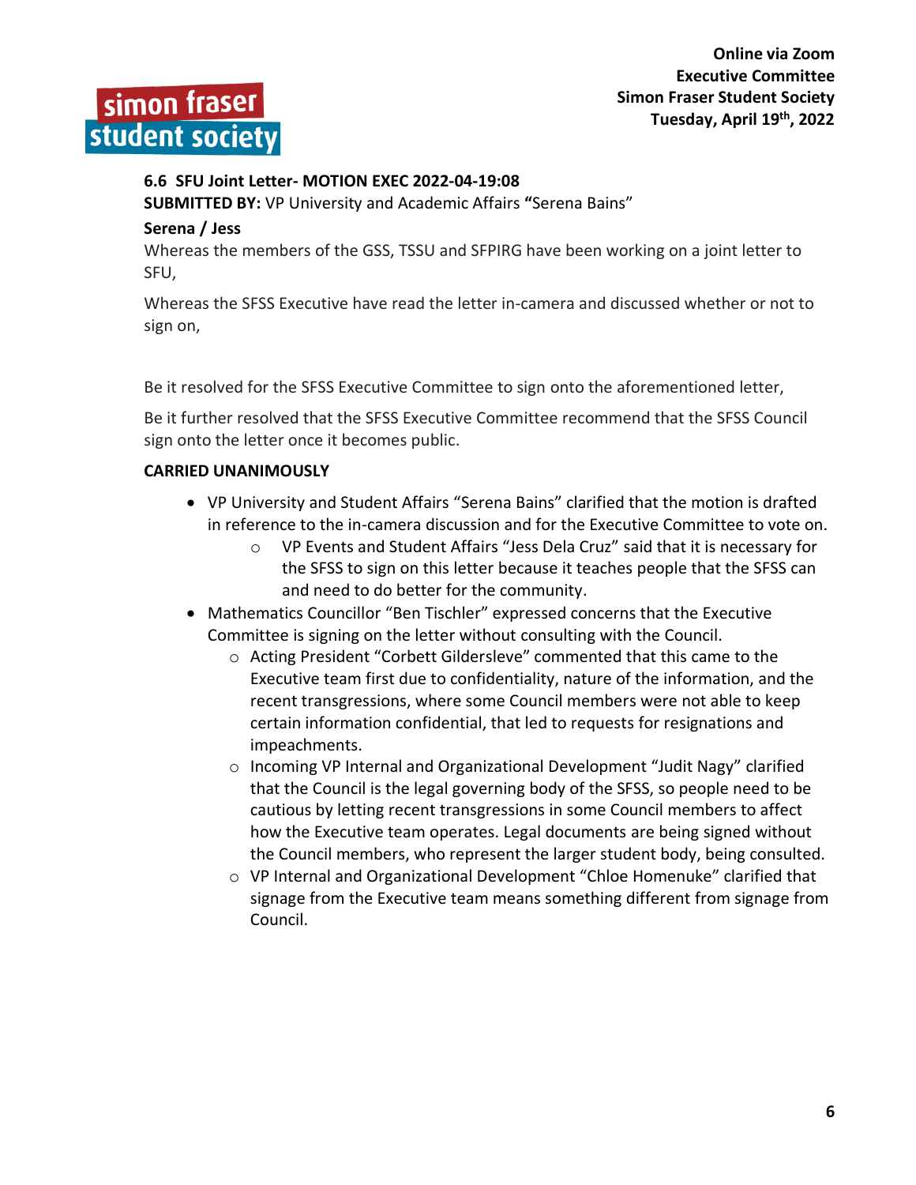**6.6 SFU Joint Letter- MOTION EXEC 2022-04-19:08**

**SUBMITTED BY:** VP University and Academic Affairs **"**Serena Bains"

**Serena / Jess**

Whereas the members of the GSS, TSSU and SFPIRG have been working on a joint letter to SFU,

Whereas the SFSS Executive have read the letter in-camera and discussed whether or not to sign on,

Be it resolved for the SFSS Executive Committee to sign onto the aforementioned letter,

Be it further resolved that the SFSS Executive Committee recommend that the SFSS Council sign onto the letter once it becomes public.

**CARRIED UNANIMOUSLY**

- VP University and Student Affairs "Serena Bains" clarified that the motion is drafted in reference to the in-camera discussion and for the Executive Committee to vote on.
  - VP Events and Student Affairs "Jess Dela Cruz" said that it is necessary for the SFSS to sign on this letter because it teaches people that the SFSS can and need to do better for the community.
- Mathematics Councillor "Ben Tischler" expressed concerns that the Executive Committee is signing on the letter without consulting with the Council.
  - Acting President "Corbett Gildersleve" commented that this came to the Executive team first due to confidentiality, nature of the information, and the recent transgressions, where some Council members were not able to keep certain information confidential, that led to requests for resignations and impeachments.
  - Incoming VP Internal and Organizational Development "Judit Nagy" clarified that the Council is the legal governing body of the SFSS, so people need to be cautious by letting recent transgressions in some Council members to affect how the Executive team operates. Legal documents are being signed without the Council members, who represent the larger student body, being consulted.
  - VP Internal and Organizational Development "Chloe Homenuke" clarified that signage from the Executive team means something different from signage from Council.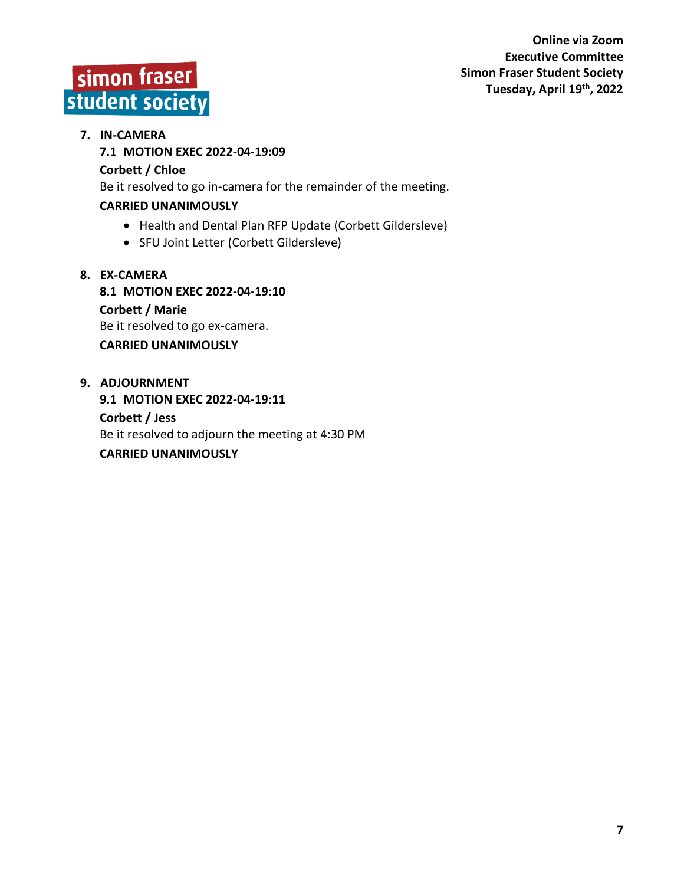## 7. IN-CAMERA

### 7.1 MOTION EXEC 2022-04-19:09

**Corbett / Chloe**

Be it resolved to go in-camera for the remainder of the meeting.

**CARRIED UNANIMOUSLY**

- Health and Dental Plan RFP Update (Corbett Gildersleve)
- SFU Joint Letter (Corbett Gildersleve)

## 8. EX-CAMERA

### 8.1 MOTION EXEC 2022-04-19:10

**Corbett / Marie**

Be it resolved to go ex-camera.

**CARRIED UNANIMOUSLY**

## 9. ADJOURNMENT

### 9.1 MOTION EXEC 2022-04-19:11

**Corbett / Jess**

Be it resolved to adjourn the meeting at 4:30 PM

**CARRIED UNANIMOUSLY**